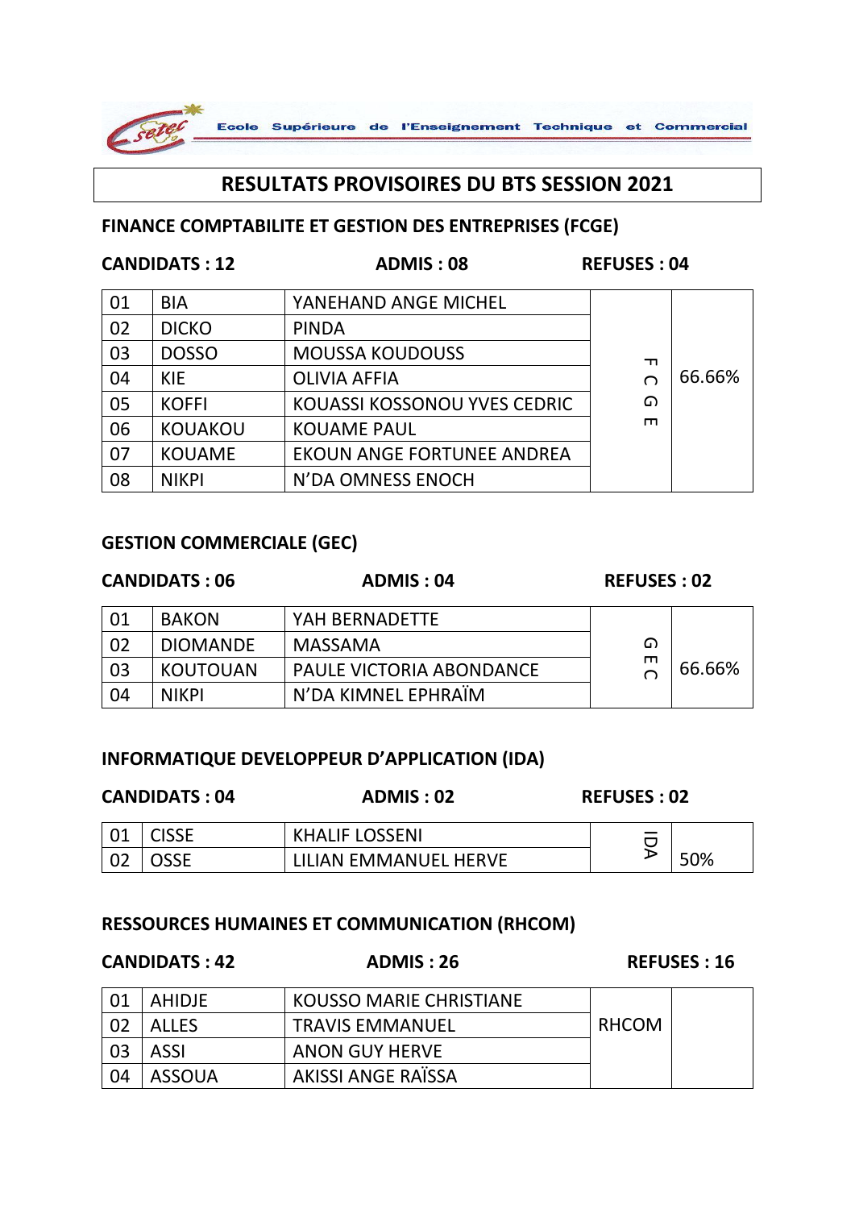Ecole Supérieure de l'Enseignement Technique et Commercial

# RESULTATS PROVISOIRES DU BTS SESSION 2021

## FINANCE COMPTABILITE ET GESTION DES ENTREPRISES (FCGE)

**CANDIDATS : 12** **ADMIS : 08** **REFUSES : 04**

| | | | | |
|---|---|---|---|---|
| 01 | BIA | YANEHAND ANGE MICHEL | FCGE | 66.66% |
| 02 | DICKO | PINDA | | |
| 03 | DOSSO | MOUSSA KOUDOUSS | | |
| 04 | KIE | OLIVIA AFFIA | | |
| 05 | KOFFI | KOUASSI KOSSONOU YVES CEDRIC | | |
| 06 | KOUAKOU | KOUAME PAUL | | |
| 07 | KOUAME | EKOUN ANGE FORTUNEE ANDREA | | |
| 08 | NIKPI | N'DA OMNESS ENOCH | | |

## GESTION COMMERCIALE (GEC)

**CANDIDATS : 06** **ADMIS : 04** **REFUSES : 02**

| | | | | |
|---|---|---|---|---|
| 01 | BAKON | YAH BERNADETTE | GEC | 66.66% |
| 02 | DIOMANDE | MASSAMA | | |
| 03 | KOUTOUAN | PAULE VICTORIA ABONDANCE | | |
| 04 | NIKPI | N'DA KIMNEL EPHRAÏM | | |

## INFORMATIQUE DEVELOPPEUR D'APPLICATION (IDA)

**CANDIDATS : 04** **ADMIS : 02** **REFUSES : 02**

| | | | | |
|---|---|---|---|---|
| 01 | CISSE | KHALIF LOSSENI | IDA | 50% |
| 02 | OSSE | LILIAN EMMANUEL HERVE | | |

## RESSOURCES HUMAINES ET COMMUNICATION (RHCOM)

**CANDIDATS : 42** **ADMIS : 26** **REFUSES : 16**

| | | | | |
|---|---|---|---|---|
| 01 | AHIDJE | KOUSSO MARIE CHRISTIANE | RHCOM | |
| 02 | ALLES | TRAVIS EMMANUEL | | |
| 03 | ASSI | ANON GUY HERVE | | |
| 04 | ASSOUA | AKISSI ANGE RAÏSSA | | |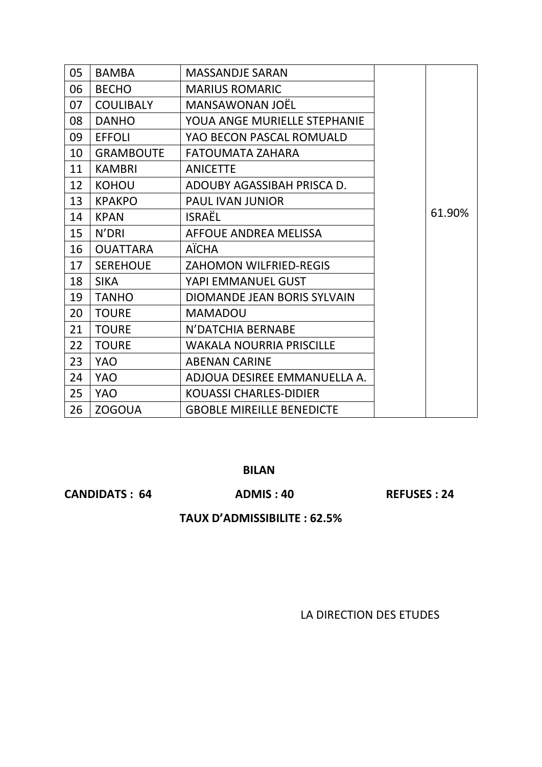| | | | | |
|---|---|---|---|---|
| 05 | BAMBA | MASSANDJE SARAN | | |
| 06 | BECHO | MARIUS ROMARIC | | |
| 07 | COULIBALY | MANSAWONAN JOËL | | |
| 08 | DANHO | YOUA ANGE MURIELLE STEPHANIE | | |
| 09 | EFFOLI | YAO BECON PASCAL ROMUALD | | |
| 10 | GRAMBOUTE | FATOUMATA ZAHARA | | |
| 11 | KAMBRI | ANICETTE | | |
| 12 | KOHOU | ADOUBY AGASSIBAH PRISCA D. | | |
| 13 | KPAKPO | PAUL IVAN JUNIOR | | |
| 14 | KPAN | ISRAËL | | 61.90% |
| 15 | N'DRI | AFFOUE ANDREA MELISSA | | |
| 16 | OUATTARA | AÏCHA | | |
| 17 | SEREHOUE | ZAHOMON WILFRIED-REGIS | | |
| 18 | SIKA | YAPI EMMANUEL GUST | | |
| 19 | TANHO | DIOMANDE JEAN BORIS SYLVAIN | | |
| 20 | TOURE | MAMADOU | | |
| 21 | TOURE | N'DATCHIA BERNABE | | |
| 22 | TOURE | WAKALA NOURRIA PRISCILLE | | |
| 23 | YAO | ABENAN CARINE | | |
| 24 | YAO | ADJOUA DESIREE EMMANUELLA A. | | |
| 25 | YAO | KOUASSI CHARLES-DIDIER | | |
| 26 | ZOGOUA | GBOBLE MIREILLE BENEDICTE | | |

**BILAN**

**CANDIDATS : 64** **ADMIS : 40** **REFUSES : 24**

**TAUX D'ADMISSIBILITE : 62.5%**

LA DIRECTION DES ETUDES